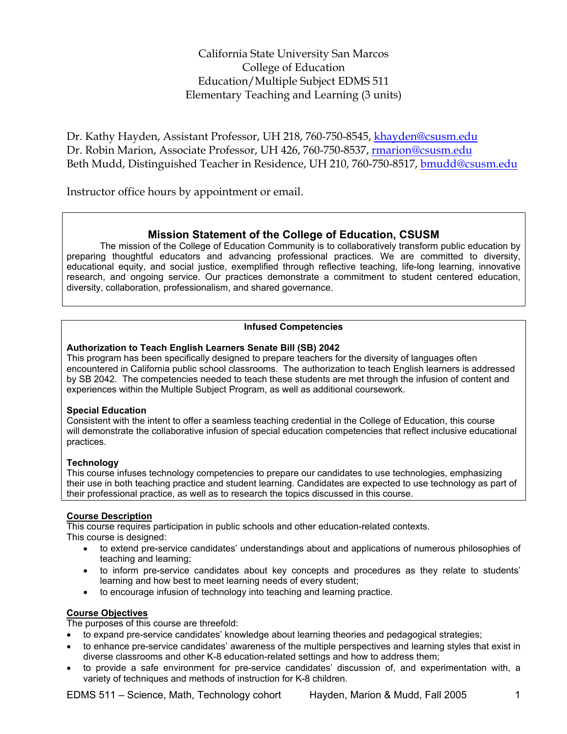# California State University San Marcos
## College of Education
## Education/Multiple Subject EDMS 511
## Elementary Teaching and Learning (3 units)

Dr. Kathy Hayden, Assistant Professor, UH 218, 760-750-8545, khayden@csusm.edu
Dr. Robin Marion, Associate Professor, UH 426, 760-750-8537, rmarion@csusm.edu
Beth Mudd, Distinguished Teacher in Residence, UH 210, 760-750-8517, bmudd@csusm.edu

Instructor office hours by appointment or email.

## Mission Statement of the College of Education, CSUSM

The mission of the College of Education Community is to collaboratively transform public education by preparing thoughtful educators and advancing professional practices. We are committed to diversity, educational equity, and social justice, exemplified through reflective teaching, life-long learning, innovative research, and ongoing service. Our practices demonstrate a commitment to student centered education, diversity, collaboration, professionalism, and shared governance.

## Infused Competencies

**Authorization to Teach English Learners Senate Bill (SB) 2042**
This program has been specifically designed to prepare teachers for the diversity of languages often encountered in California public school classrooms. The authorization to teach English learners is addressed by SB 2042. The competencies needed to teach these students are met through the infusion of content and experiences within the Multiple Subject Program, as well as additional coursework.

**Special Education**
Consistent with the intent to offer a seamless teaching credential in the College of Education, this course will demonstrate the collaborative infusion of special education competencies that reflect inclusive educational practices.

**Technology**
This course infuses technology competencies to prepare our candidates to use technologies, emphasizing their use in both teaching practice and student learning. Candidates are expected to use technology as part of their professional practice, as well as to research the topics discussed in this course.

**Course Description**

This course requires participation in public schools and other education-related contexts.
This course is designed:

- to extend pre-service candidates' understandings about and applications of numerous philosophies of teaching and learning;
- to inform pre-service candidates about key concepts and procedures as they relate to students' learning and how best to meet learning needs of every student;
- to encourage infusion of technology into teaching and learning practice.

**Course Objectives**

The purposes of this course are threefold:

- to expand pre-service candidates' knowledge about learning theories and pedagogical strategies;
- to enhance pre-service candidates' awareness of the multiple perspectives and learning styles that exist in diverse classrooms and other K-8 education-related settings and how to address them;
- to provide a safe environment for pre-service candidates' discussion of, and experimentation with, a variety of techniques and methods of instruction for K-8 children.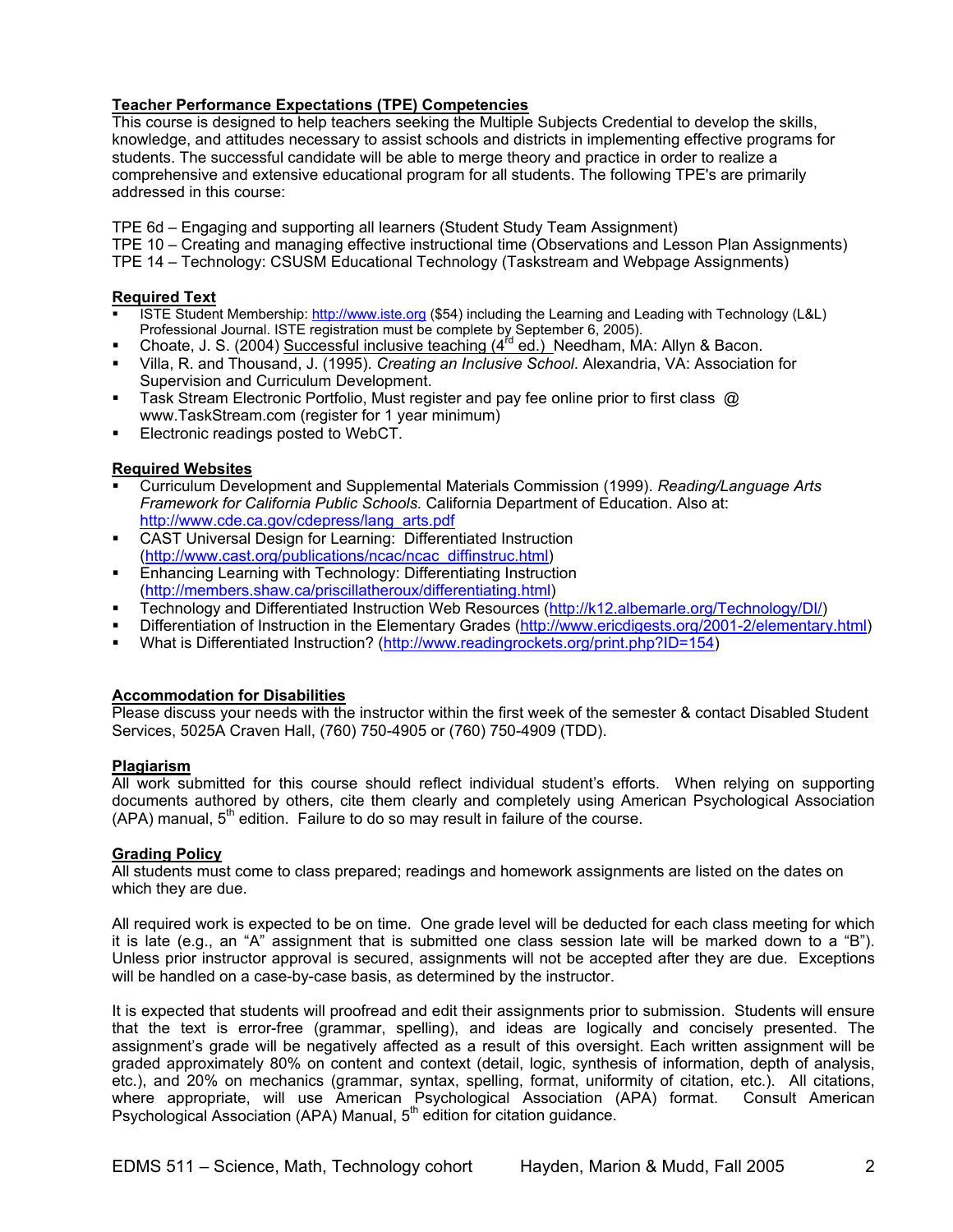## Teacher Performance Expectations (TPE) Competencies

This course is designed to help teachers seeking the Multiple Subjects Credential to develop the skills, knowledge, and attitudes necessary to assist schools and districts in implementing effective programs for students. The successful candidate will be able to merge theory and practice in order to realize a comprehensive and extensive educational program for all students. The following TPE's are primarily addressed in this course:

TPE 6d – Engaging and supporting all learners (Student Study Team Assignment)
TPE 10 – Creating and managing effective instructional time (Observations and Lesson Plan Assignments)
TPE 14 – Technology: CSUSM Educational Technology (Taskstream and Webpage Assignments)

## Required Text

- ISTE Student Membership: http://www.iste.org ($54) including the Learning and Leading with Technology (L&L) Professional Journal. ISTE registration must be complete by September 6, 2005).
- Choate, J. S. (2004) Successful inclusive teaching (4rd ed.) Needham, MA: Allyn & Bacon.
- Villa, R. and Thousand, J. (1995). *Creating an Inclusive School*. Alexandria, VA: Association for Supervision and Curriculum Development.
- Task Stream Electronic Portfolio, Must register and pay fee online prior to first class @ www.TaskStream.com (register for 1 year minimum)
- Electronic readings posted to WebCT.

## Required Websites

- Curriculum Development and Supplemental Materials Commission (1999). *Reading/Language Arts Framework for California Public Schools.* California Department of Education. Also at: http://www.cde.ca.gov/cdepress/lang_arts.pdf
- CAST Universal Design for Learning: Differentiated Instruction (http://www.cast.org/publications/ncac/ncac_diffinstruc.html)
- Enhancing Learning with Technology: Differentiating Instruction (http://members.shaw.ca/priscillatheroux/differentiating.html)
- Technology and Differentiated Instruction Web Resources (http://k12.albemarle.org/Technology/DI/)
- Differentiation of Instruction in the Elementary Grades (http://www.ericdigests.org/2001-2/elementary.html)
- What is Differentiated Instruction? (http://www.readingrockets.org/print.php?ID=154)

## Accommodation for Disabilities

Please discuss your needs with the instructor within the first week of the semester & contact Disabled Student Services, 5025A Craven Hall, (760) 750-4905 or (760) 750-4909 (TDD).

## Plagiarism

All work submitted for this course should reflect individual student's efforts. When relying on supporting documents authored by others, cite them clearly and completely using American Psychological Association (APA) manual, 5th edition. Failure to do so may result in failure of the course.

## Grading Policy

All students must come to class prepared; readings and homework assignments are listed on the dates on which they are due.

All required work is expected to be on time. One grade level will be deducted for each class meeting for which it is late (e.g., an "A" assignment that is submitted one class session late will be marked down to a "B"). Unless prior instructor approval is secured, assignments will not be accepted after they are due. Exceptions will be handled on a case-by-case basis, as determined by the instructor.

It is expected that students will proofread and edit their assignments prior to submission. Students will ensure that the text is error-free (grammar, spelling), and ideas are logically and concisely presented. The assignment's grade will be negatively affected as a result of this oversight. Each written assignment will be graded approximately 80% on content and context (detail, logic, synthesis of information, depth of analysis, etc.), and 20% on mechanics (grammar, syntax, spelling, format, uniformity of citation, etc.). All citations, where appropriate, will use American Psychological Association (APA) format. Consult American Psychological Association (APA) Manual, 5th edition for citation guidance.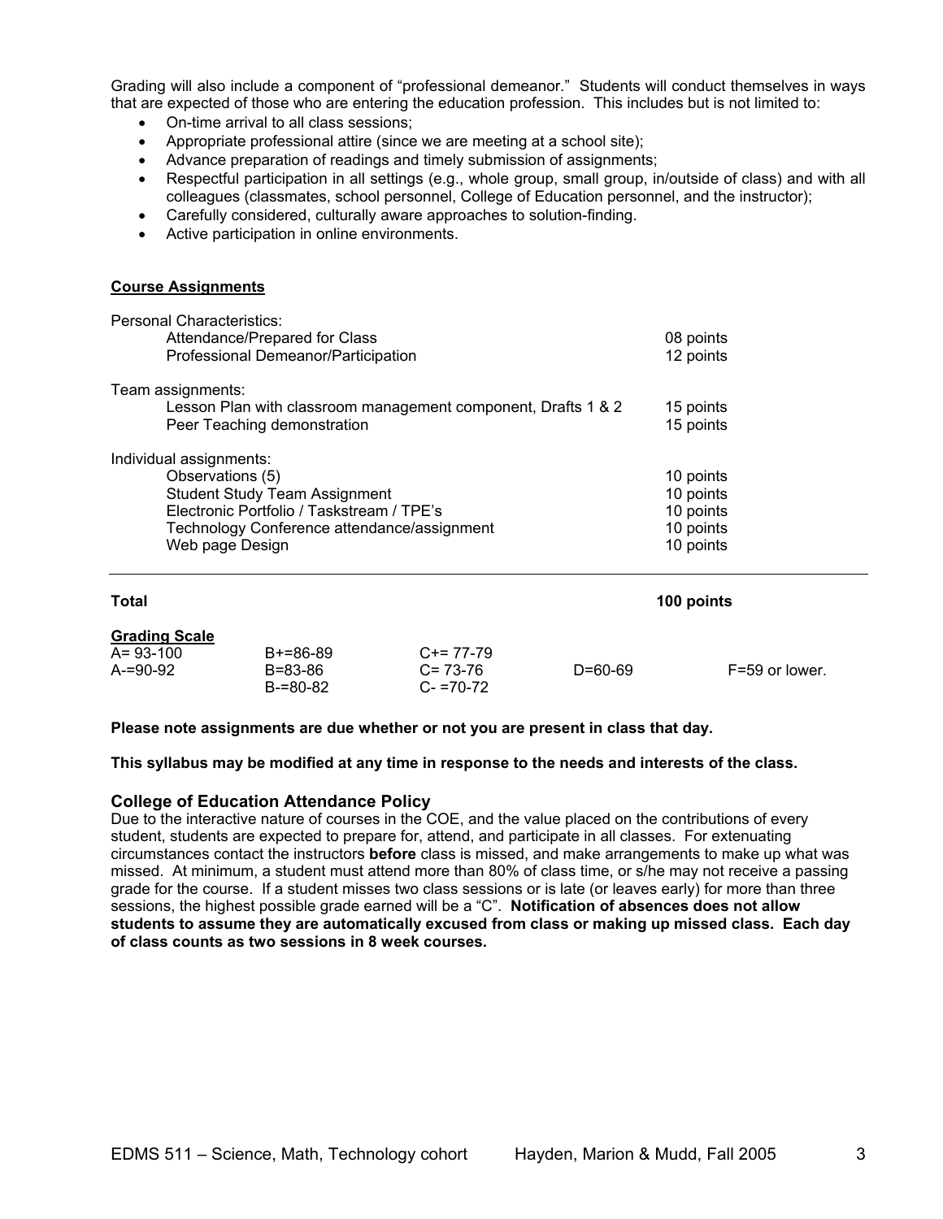Grading will also include a component of "professional demeanor." Students will conduct themselves in ways that are expected of those who are entering the education profession. This includes but is not limited to:

- On-time arrival to all class sessions;
- Appropriate professional attire (since we are meeting at a school site);
- Advance preparation of readings and timely submission of assignments;
- Respectful participation in all settings (e.g., whole group, small group, in/outside of class) and with all colleagues (classmates, school personnel, College of Education personnel, and the instructor);
- Carefully considered, culturally aware approaches to solution-finding.
- Active participation in online environments.

**Course Assignments**

| Assignment | Points |
|---|---|
| Personal Characteristics: | |
| Attendance/Prepared for Class | 08 points |
| Professional Demeanor/Participation | 12 points |
| Team assignments: | |
| Lesson Plan with classroom management component, Drafts 1 & 2 | 15 points |
| Peer Teaching demonstration | 15 points |
| Individual assignments: | |
| Observations (5) | 10 points |
| Student Study Team Assignment | 10 points |
| Electronic Portfolio / Taskstream / TPE's | 10 points |
| Technology Conference attendance/assignment | 10 points |
| Web page Design | 10 points |
| **Total** | **100 points** |

**Grading Scale**

| | | | | |
|---|---|---|---|---|
| A= 93-100 | B+=86-89 | C+= 77-79 | | |
| A-=90-92 | B=83-86 | C= 73-76 | D=60-69 | F=59 or lower. |
| | B-=80-82 | C- =70-72 | | |

**Please note assignments are due whether or not you are present in class that day.**

**This syllabus may be modified at any time in response to the needs and interests of the class.**

### College of Education Attendance Policy

Due to the interactive nature of courses in the COE, and the value placed on the contributions of every student, students are expected to prepare for, attend, and participate in all classes. For extenuating circumstances contact the instructors **before** class is missed, and make arrangements to make up what was missed. At minimum, a student must attend more than 80% of class time, or s/he may not receive a passing grade for the course. If a student misses two class sessions or is late (or leaves early) for more than three sessions, the highest possible grade earned will be a "C". **Notification of absences does not allow students to assume they are automatically excused from class or making up missed class. Each day of class counts as two sessions in 8 week courses.**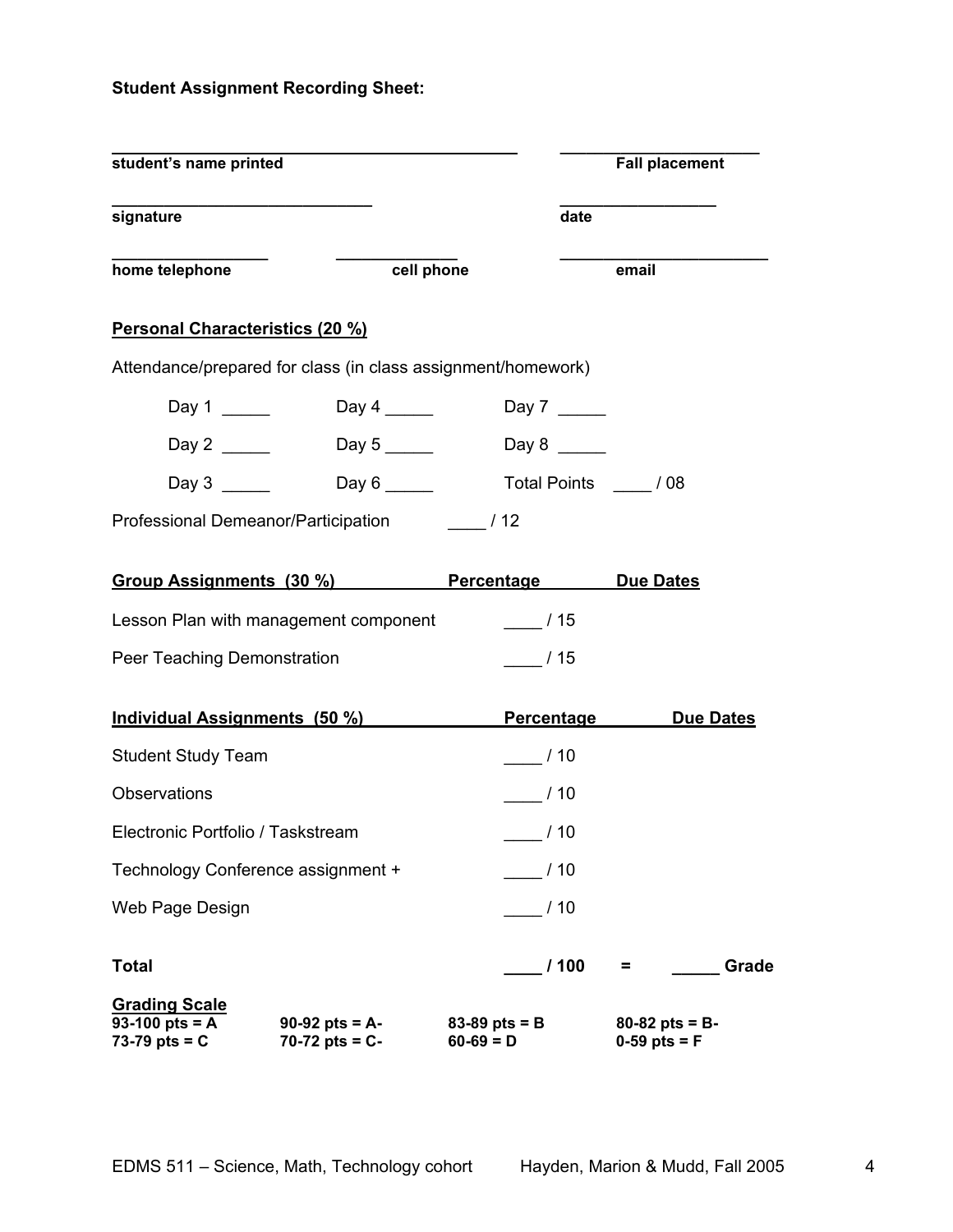**Student Assignment Recording Sheet:**

| | |
|---|---|
| _______________________________________ | ____________________ |
| **student's name printed** | **Fall placement** |
| ___________________________ | ________________ |
| **signature** | **date** |
| ________________ &nbsp;&nbsp; ____________ | _____________________ |
| **home telephone** &nbsp;&nbsp; **cell phone** | **email** |

**Personal Characteristics (20 %)**

Attendance/prepared for class (in class assignment/homework)

| | | |
|---|---|---|
| Day 1 _____ | Day 4 _____ | Day 7 _____ |
| Day 2 _____ | Day 5 _____ | Day 8 _____ |
| Day 3 _____ | Day 6 _____ | Total Points ____ / 08 |

Professional Demeanor/Participation ____ / 12

| **Group Assignments (30 %)** | **Percentage** | **Due Dates** |
|---|---|---|
| Lesson Plan with management component | ____ / 15 | |
| Peer Teaching Demonstration | ____ / 15 | |

| **Individual Assignments (50 %)** | **Percentage** | **Due Dates** |
|---|---|---|
| Student Study Team | ____ / 10 | |
| Observations | ____ / 10 | |
| Electronic Portfolio / Taskstream | ____ / 10 | |
| Technology Conference assignment + | ____ / 10 | |
| Web Page Design | ____ / 10 | |

**Total** ____ **/ 100** **=** _____ **Grade**

**Grading Scale**

| | | | |
|---|---|---|---|
| **93-100 pts = A** | **90-92 pts = A-** | **83-89 pts = B** | **80-82 pts = B-** |
| **73-79 pts = C** | **70-72 pts = C-** | **60-69 = D** | **0-59 pts = F** |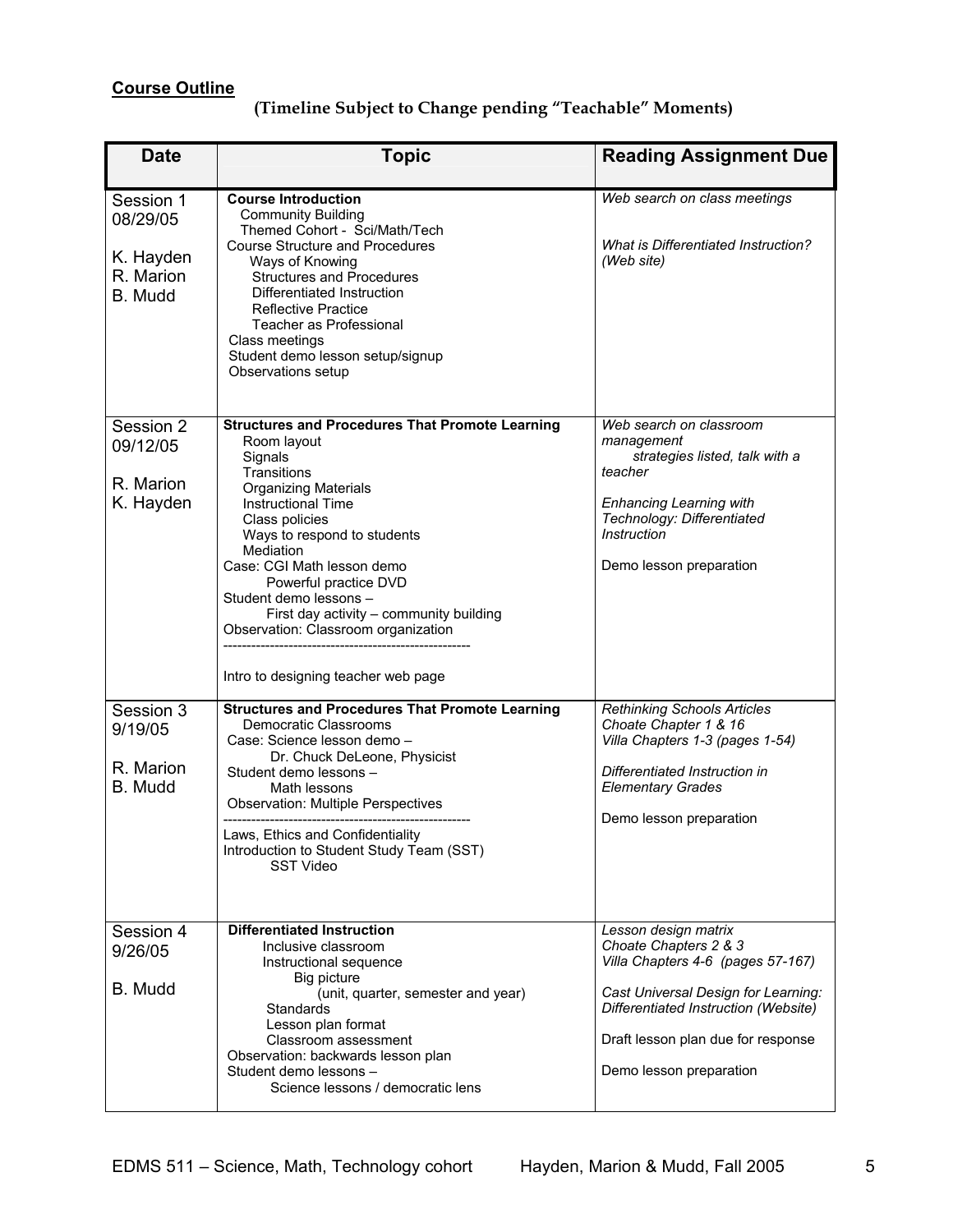**Course Outline**

**(Timeline Subject to Change pending "Teachable" Moments)**

| Date | Topic | Reading Assignment Due |
|---|---|---|
| Session 1<br>08/29/05<br><br>K. Hayden<br>R. Marion<br>B. Mudd | **Course Introduction**<br>Community Building<br>Themed Cohort - Sci/Math/Tech<br>Course Structure and Procedures<br>Ways of Knowing<br>Structures and Procedures<br>Differentiated Instruction<br>Reflective Practice<br>Teacher as Professional<br>Class meetings<br>Student demo lesson setup/signup<br>Observations setup | *Web search on class meetings*<br><br>*What is Differentiated Instruction? (Web site)* |
| Session 2<br>09/12/05<br><br>R. Marion<br>K. Hayden | **Structures and Procedures That Promote Learning**<br>Room layout<br>Signals<br>Transitions<br>Organizing Materials<br>Instructional Time<br>Class policies<br>Ways to respond to students<br>Mediation<br>Case: CGI Math lesson demo<br>Powerful practice DVD<br>Student demo lessons –<br>First day activity – community building<br>Observation: Classroom organization<br>----------------------------------------------------<br>Intro to designing teacher web page | *Web search on classroom management strategies listed, talk with a teacher*<br><br>*Enhancing Learning with Technology: Differentiated Instruction*<br><br>Demo lesson preparation |
| Session 3<br>9/19/05<br><br>R. Marion<br>B. Mudd | **Structures and Procedures That Promote Learning**<br>Democratic Classrooms<br>Case: Science lesson demo –<br>Dr. Chuck DeLeone, Physicist<br>Student demo lessons –<br>Math lessons<br>Observation: Multiple Perspectives<br>----------------------------------------------------<br>Laws, Ethics and Confidentiality<br>Introduction to Student Study Team (SST)<br>SST Video | *Rethinking Schools Articles*<br>*Choate Chapter 1 & 16*<br>*Villa Chapters 1-3 (pages 1-54)*<br><br>*Differentiated Instruction in Elementary Grades*<br><br>Demo lesson preparation |
| Session 4<br>9/26/05<br><br>B. Mudd | **Differentiated Instruction**<br>Inclusive classroom<br>Instructional sequence<br>Big picture<br>(unit, quarter, semester and year)<br>Standards<br>Lesson plan format<br>Classroom assessment<br>Observation: backwards lesson plan<br>Student demo lessons –<br>Science lessons / democratic lens | *Lesson design matrix*<br>*Choate Chapters 2 & 3*<br>*Villa Chapters 4-6 (pages 57-167)*<br><br>*Cast Universal Design for Learning: Differentiated Instruction (Website)*<br><br>Draft lesson plan due for response<br><br>Demo lesson preparation |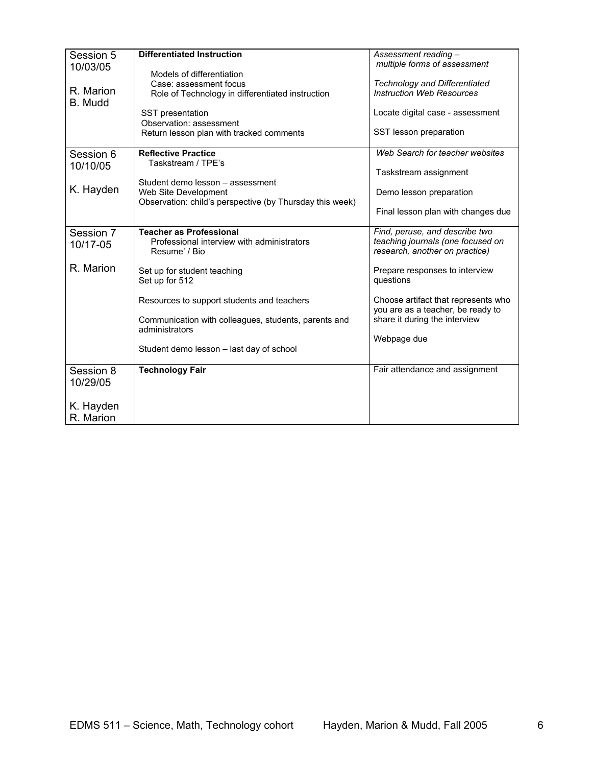| | | |
|---|---|---|
| Session 5<br>10/03/05<br><br>R. Marion<br>B. Mudd | **Differentiated Instruction**<br><br>Models of differentiation<br>Case: assessment focus<br>Role of Technology in differentiated instruction<br><br>SST presentation<br>Observation: assessment<br>Return lesson plan with tracked comments | *Assessment reading – multiple forms of assessment*<br><br>*Technology and Differentiated Instruction Web Resources*<br><br>Locate digital case - assessment<br><br>SST lesson preparation |
| Session 6<br>10/10/05<br><br>K. Hayden | **Reflective Practice**<br>Taskstream / TPE's<br><br>Student demo lesson – assessment<br>Web Site Development<br>Observation: child's perspective (by Thursday this week) | *Web Search for teacher websites*<br><br>Taskstream assignment<br><br>Demo lesson preparation<br><br>Final lesson plan with changes due |
| Session 7<br>10/17-05<br><br>R. Marion | **Teacher as Professional**<br>Professional interview with administrators<br>Resume' / Bio<br><br>Set up for student teaching<br>Set up for 512<br><br>Resources to support students and teachers<br><br>Communication with colleagues, students, parents and administrators<br><br>Student demo lesson – last day of school | *Find, peruse, and describe two teaching journals (one focused on research, another on practice)*<br><br>Prepare responses to interview questions<br><br>Choose artifact that represents who you are as a teacher, be ready to share it during the interview<br><br>Webpage due |
| Session 8<br>10/29/05<br><br>K. Hayden<br>R. Marion | **Technology Fair** | Fair attendance and assignment |